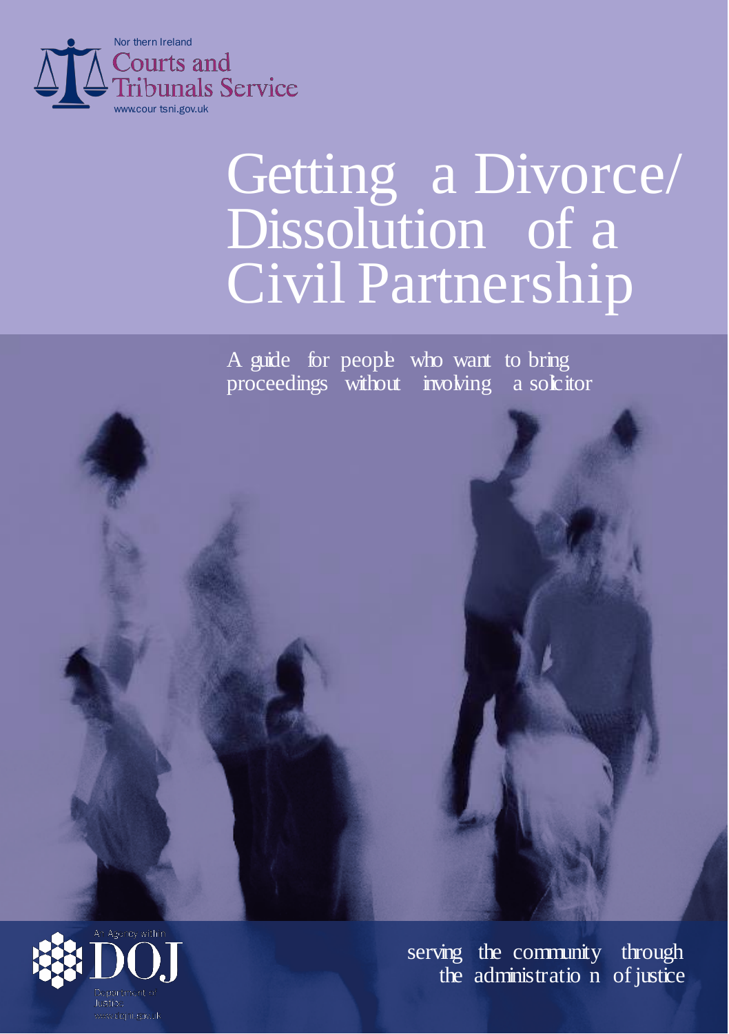Northern Ireland
Courts and Tribunals Service
www.courtsni.gov.uk

# Getting a Divorce/ Dissolution of a Civil Partnership

A guide for people who want to bring proceedings without involving a solicitor

An Agency within DOJ
Department of Justice
www.dojni.gov.uk

serving the community through the administration of justice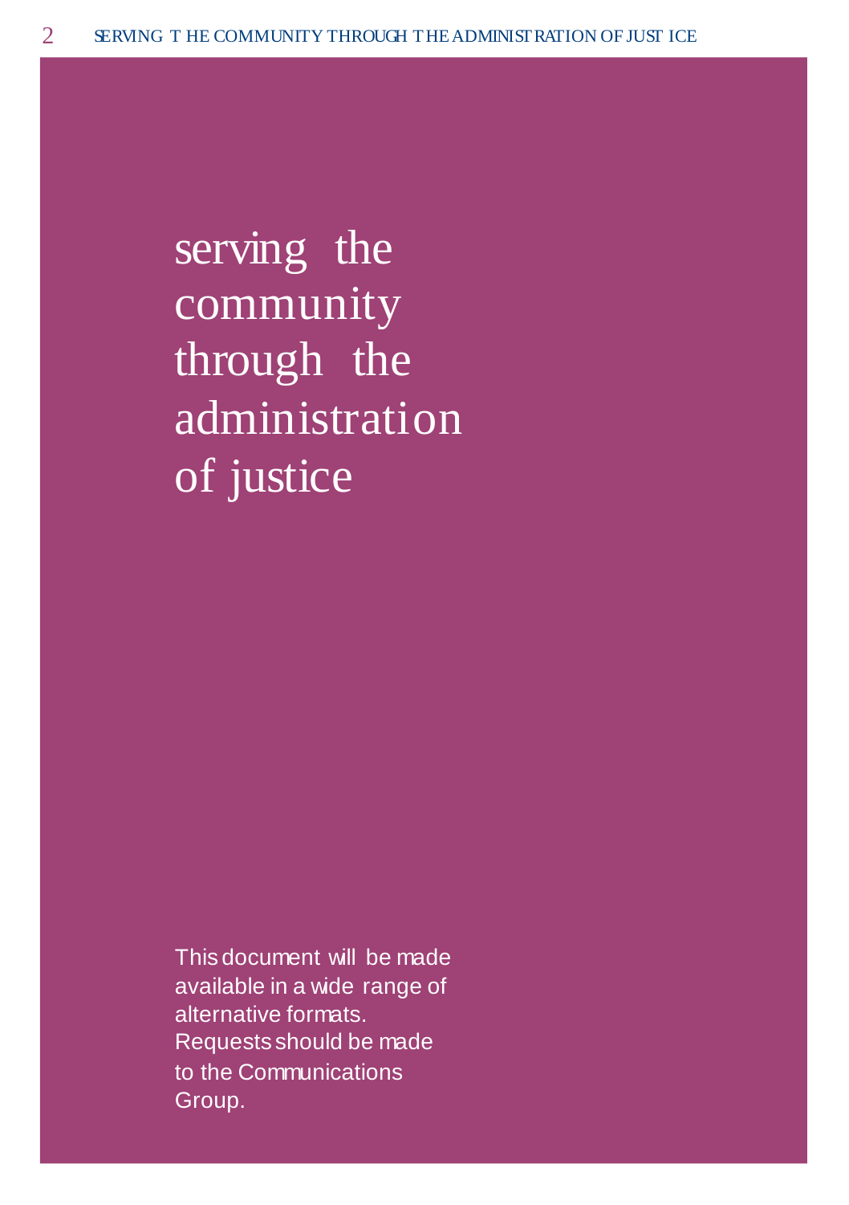# serving the community through the administration of justice

This document will be made available in a wide range of alternative formats. Requests should be made to the Communications Group.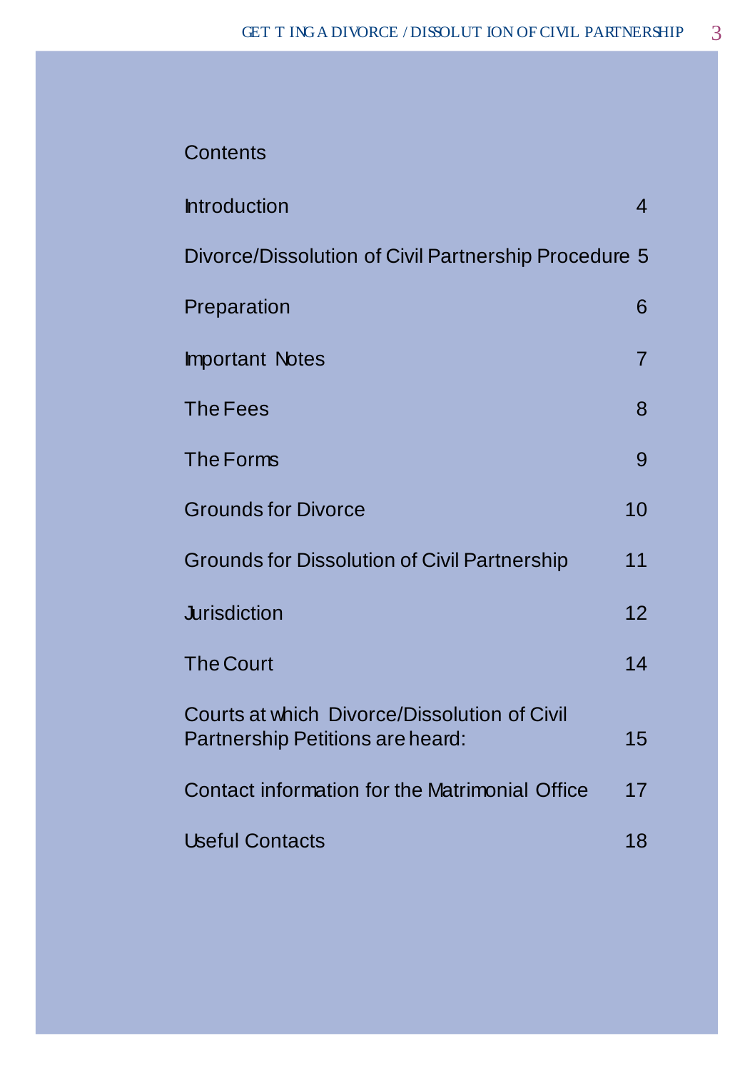## Contents

| | |
|---|---|
| Introduction | 4 |
| Divorce/Dissolution of Civil Partnership Procedure | 5 |
| Preparation | 6 |
| Important Notes | 7 |
| The Fees | 8 |
| The Forms | 9 |
| Grounds for Divorce | 10 |
| Grounds for Dissolution of Civil Partnership | 11 |
| Jurisdiction | 12 |
| The Court | 14 |
| Courts at which Divorce/Dissolution of Civil Partnership Petitions are heard: | 15 |
| Contact information for the Matrimonial Office | 17 |
| Useful Contacts | 18 |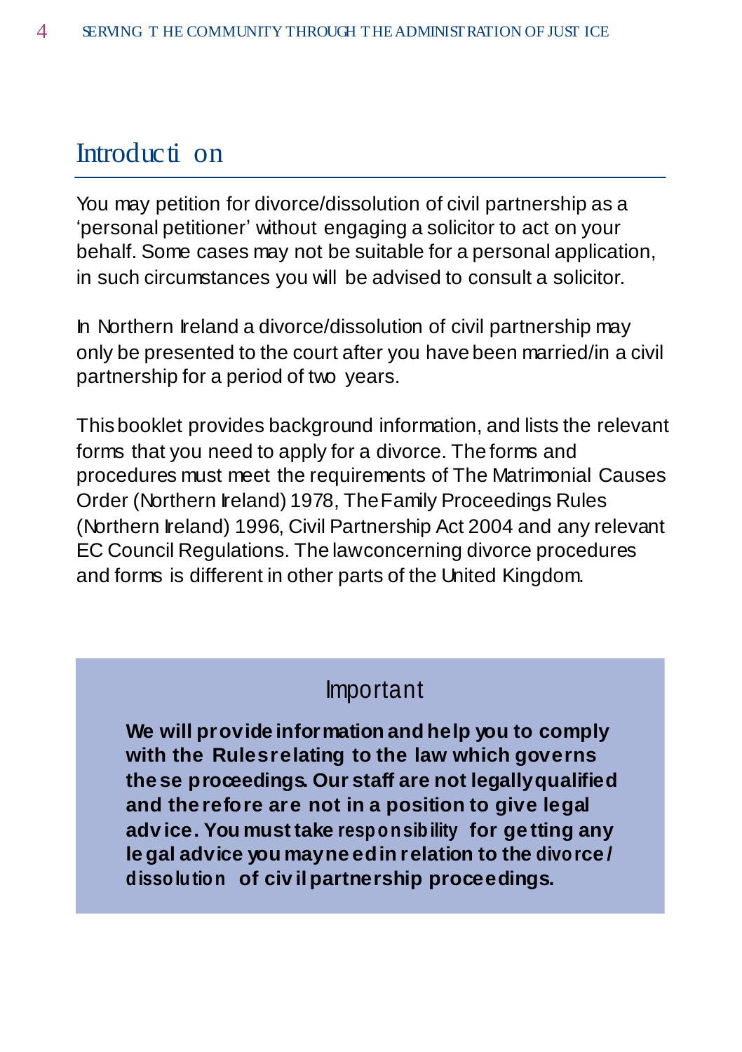# Introduction

You may petition for divorce/dissolution of civil partnership as a 'personal petitioner' without engaging a solicitor to act on your behalf. Some cases may not be suitable for a personal application, in such circumstances you will be advised to consult a solicitor.

In Northern Ireland a divorce/dissolution of civil partnership may only be presented to the court after you have been married/in a civil partnership for a period of two years.

This booklet provides background information, and lists the relevant forms that you need to apply for a divorce. The forms and procedures must meet the requirements of The Matrimonial Causes Order (Northern Ireland) 1978, The Family Proceedings Rules (Northern Ireland) 1996, Civil Partnership Act 2004 and any relevant EC Council Regulations. The law concerning divorce procedures and forms is different in other parts of the United Kingdom.

## Important

**We will provide information and help you to comply with the Rules relating to the law which governs these proceedings. Our staff are not legally qualified and therefore are not in a position to give legal advice. You must take responsibility for getting any legal advice you may need in relation to the divorce/dissolution of civil partnership proceedings.**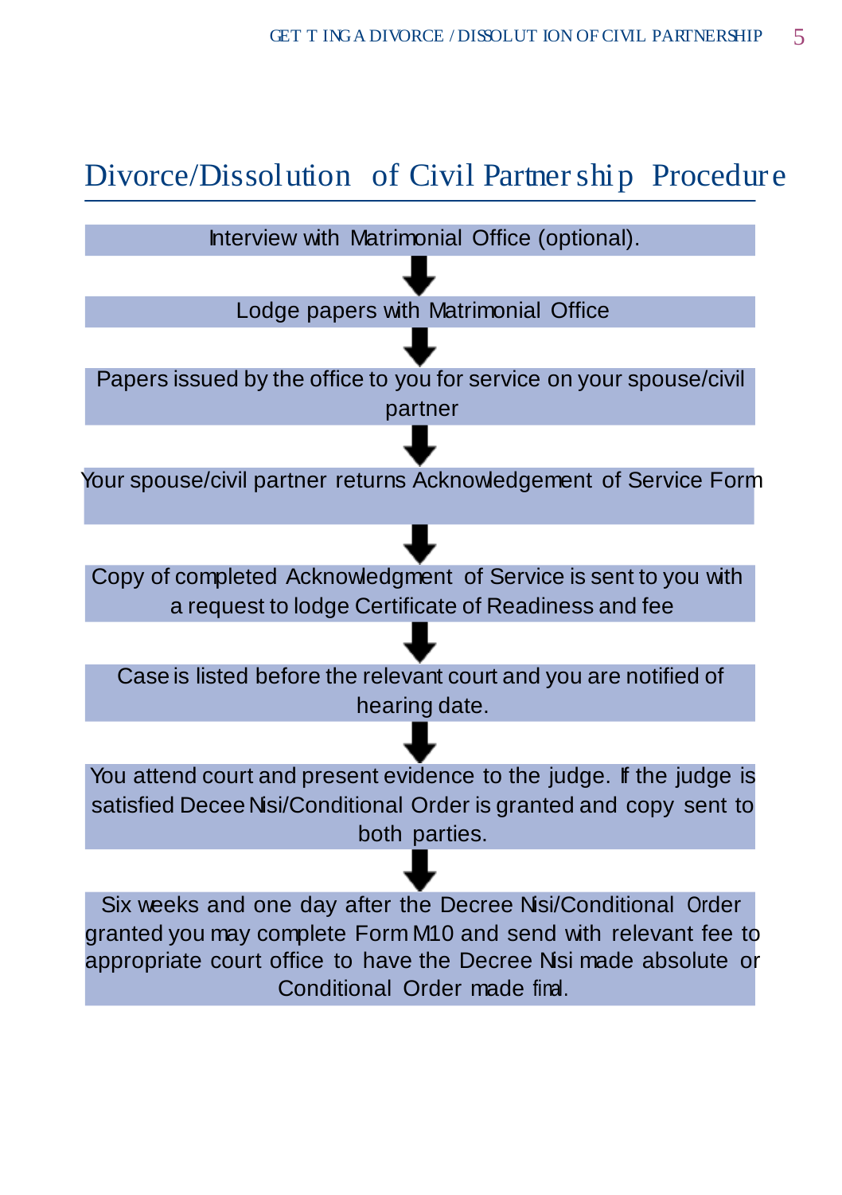## Divorce/Dissolution of Civil Partnership Procedure

Interview with Matrimonial Office (optional).

↓

Lodge papers with Matrimonial Office

↓

Papers issued by the office to you for service on your spouse/civil partner

↓

Your spouse/civil partner returns Acknowledgement of Service Form

↓

Copy of completed Acknowledgment of Service is sent to you with a request to lodge Certificate of Readiness and fee

↓

Case is listed before the relevant court and you are notified of hearing date.

↓

You attend court and present evidence to the judge. If the judge is satisfied Decee Nisi/Conditional Order is granted and copy sent to both parties.

↓

Six weeks and one day after the Decree Nisi/Conditional Order granted you may complete Form M10 and send with relevant fee to appropriate court office to have the Decree Nisi made absolute or Conditional Order made final.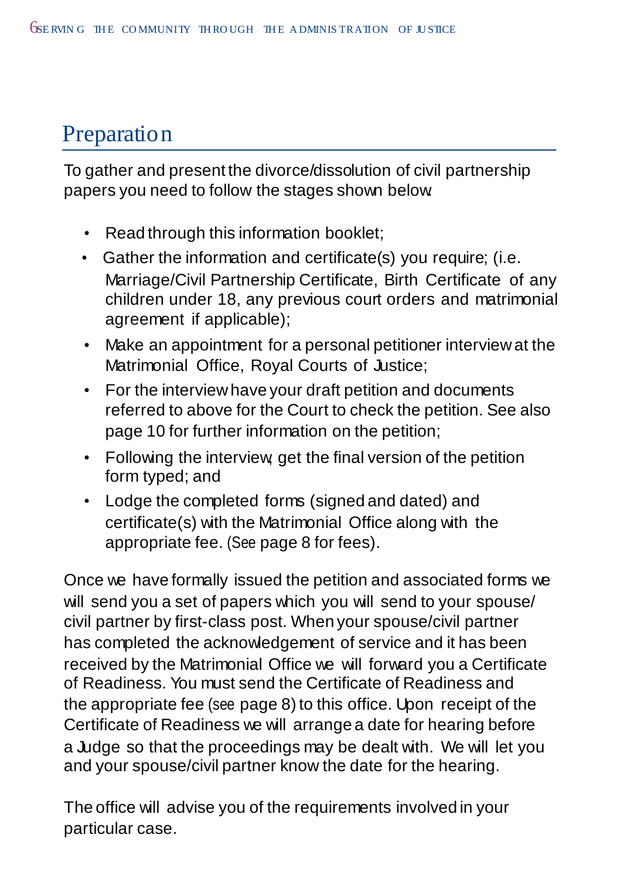## Preparation

To gather and present the divorce/dissolution of civil partnership papers you need to follow the stages shown below:

- Read through this information booklet;
- Gather the information and certificate(s) you require; (i.e. Marriage/Civil Partnership Certificate, Birth Certificate of any children under 18, any previous court orders and matrimonial agreement if applicable);
- Make an appointment for a personal petitioner interview at the Matrimonial Office, Royal Courts of Justice;
- For the interview have your draft petition and documents referred to above for the Court to check the petition. See also page 10 for further information on the petition;
- Following the interview, get the final version of the petition form typed; and
- Lodge the completed forms (signed and dated) and certificate(s) with the Matrimonial Office along with the appropriate fee. (See page 8 for fees).

Once we have formally issued the petition and associated forms we will send you a set of papers which you will send to your spouse/civil partner by first-class post. When your spouse/civil partner has completed the acknowledgement of service and it has been received by the Matrimonial Office we will forward you a Certificate of Readiness. You must send the Certificate of Readiness and the appropriate fee (see page 8) to this office. Upon receipt of the Certificate of Readiness we will arrange a date for hearing before a Judge so that the proceedings may be dealt with. We will let you and your spouse/civil partner know the date for the hearing.

The office will advise you of the requirements involved in your particular case.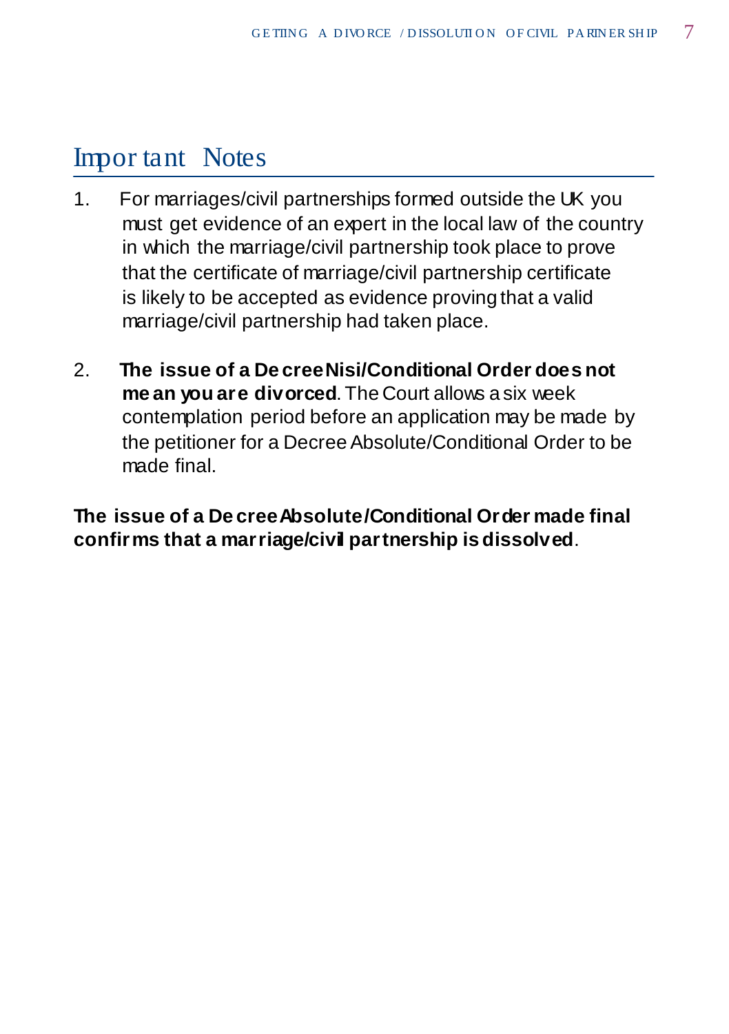## Important Notes

1. For marriages/civil partnerships formed outside the UK you must get evidence of an expert in the local law of the country in which the marriage/civil partnership took place to prove that the certificate of marriage/civil partnership certificate is likely to be accepted as evidence proving that a valid marriage/civil partnership had taken place.

2. **The issue of a Decree Nisi/Conditional Order does not mean you are divorced**. The Court allows a six week contemplation period before an application may be made by the petitioner for a Decree Absolute/Conditional Order to be made final.

**The issue of a Decree Absolute/Conditional Order made final confirms that a marriage/civil partnership is dissolved**.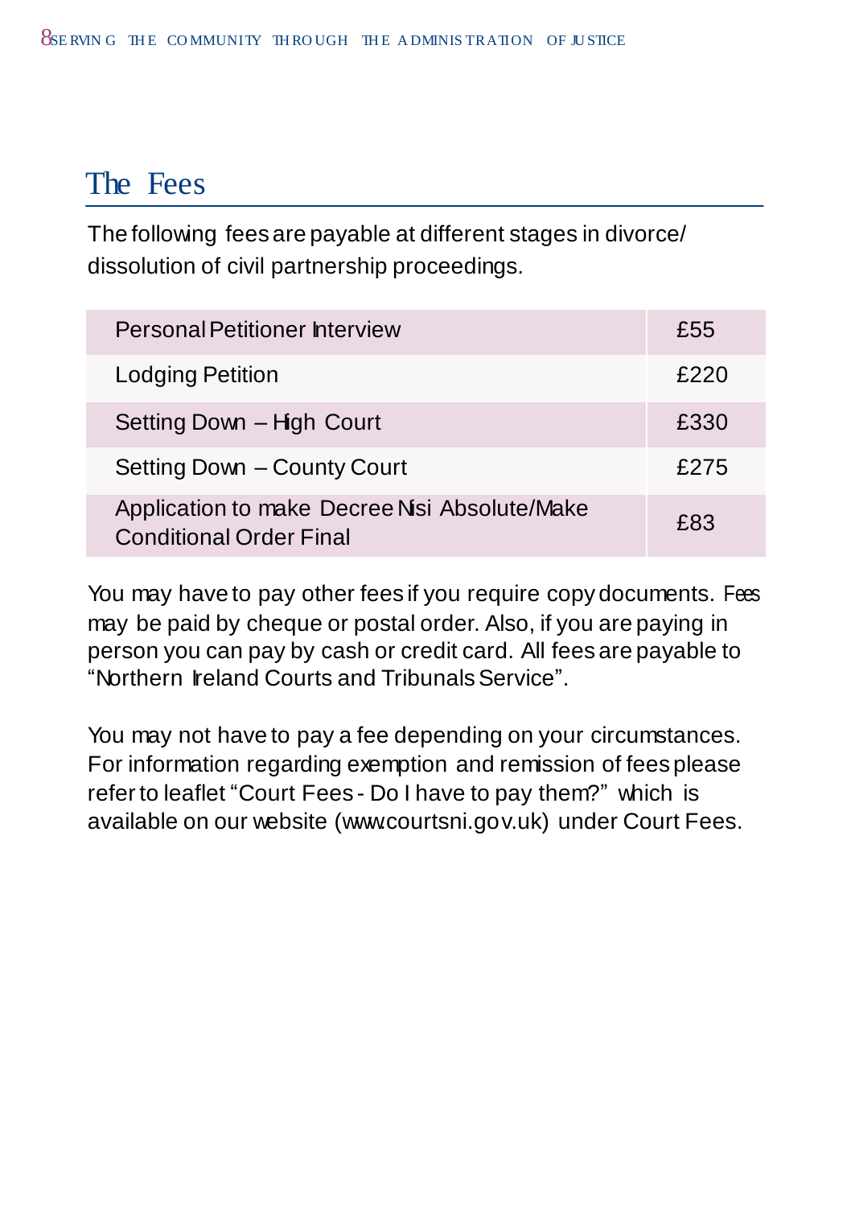## The Fees

The following fees are payable at different stages in divorce/ dissolution of civil partnership proceedings.

| Item | Fee |
|---|---|
| Personal Petitioner Interview | £55 |
| Lodging Petition | £220 |
| Setting Down – High Court | £330 |
| Setting Down – County Court | £275 |
| Application to make Decree Nisi Absolute/Make Conditional Order Final | £83 |

You may have to pay other fees if you require copy documents. Fees may be paid by cheque or postal order. Also, if you are paying in person you can pay by cash or credit card. All fees are payable to "Northern Ireland Courts and Tribunals Service".

You may not have to pay a fee depending on your circumstances. For information regarding exemption and remission of fees please refer to leaflet "Court Fees - Do I have to pay them?" which is available on our website (www.courtsni.gov.uk) under Court Fees.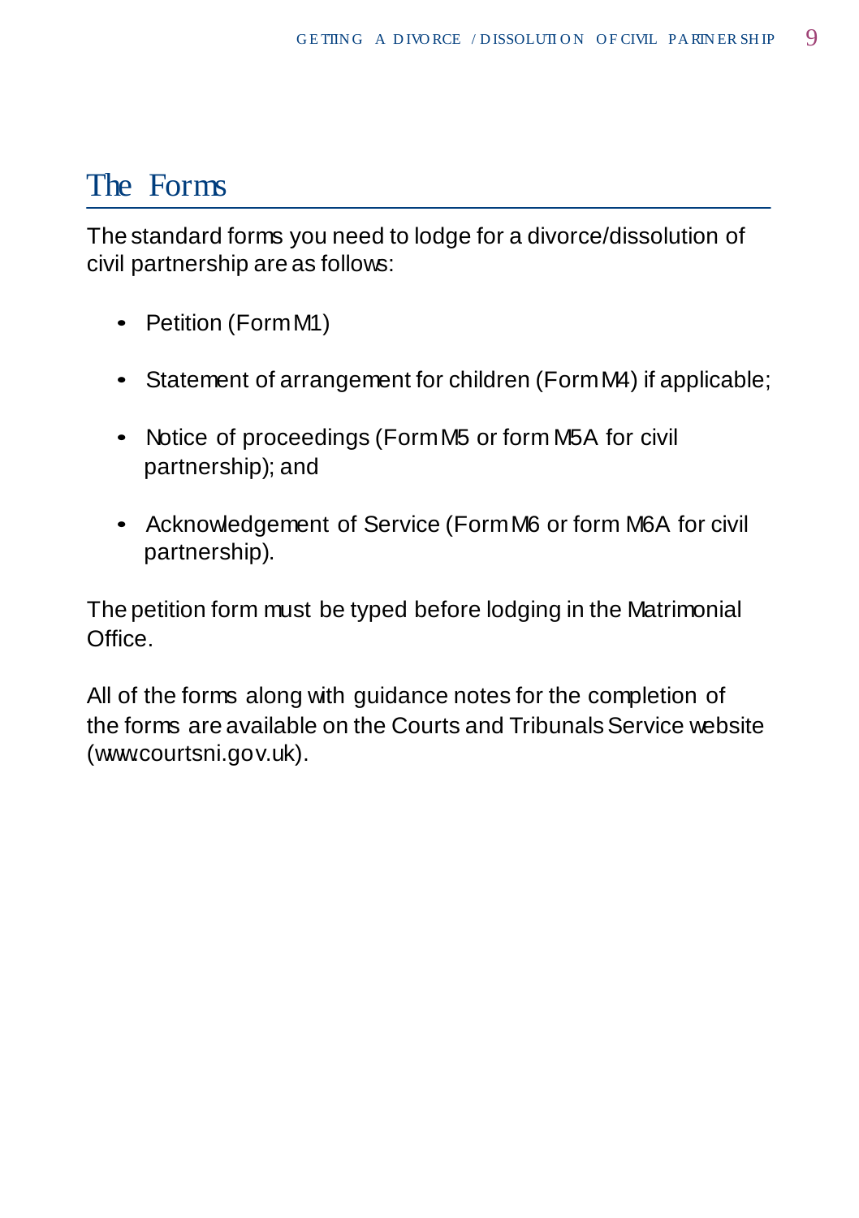## The Forms

The standard forms you need to lodge for a divorce/dissolution of civil partnership are as follows:

- Petition (Form M1)
- Statement of arrangement for children (Form M4) if applicable;
- Notice of proceedings (Form M5 or form M5A for civil partnership); and
- Acknowledgement of Service (Form M6 or form M6A for civil partnership).

The petition form must be typed before lodging in the Matrimonial Office.

All of the forms along with guidance notes for the completion of the forms are available on the Courts and Tribunals Service website (www.courtsni.gov.uk).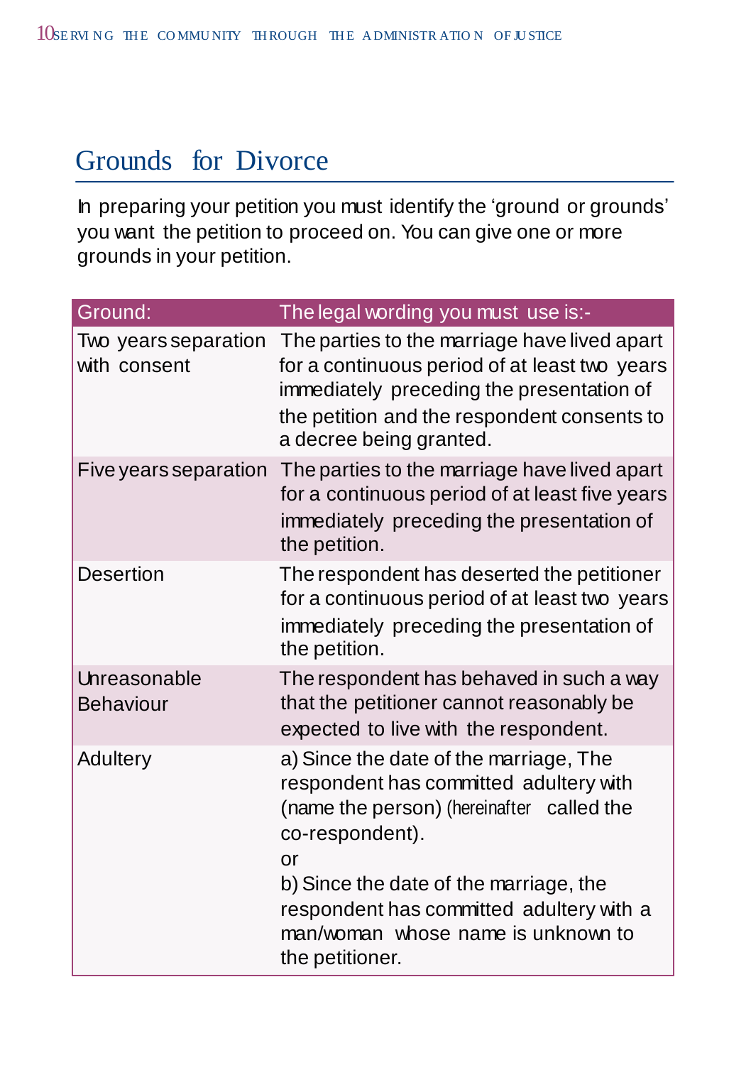## Grounds for Divorce

In preparing your petition you must identify the 'ground or grounds' you want the petition to proceed on. You can give one or more grounds in your petition.

| Ground: | The legal wording you must use is:- |
| --- | --- |
| Two years separation with consent | The parties to the marriage have lived apart for a continuous period of at least two years immediately preceding the presentation of the petition and the respondent consents to a decree being granted. |
| Five years separation | The parties to the marriage have lived apart for a continuous period of at least five years immediately preceding the presentation of the petition. |
| Desertion | The respondent has deserted the petitioner for a continuous period of at least two years immediately preceding the presentation of the petition. |
| Unreasonable Behaviour | The respondent has behaved in such a way that the petitioner cannot reasonably be expected to live with the respondent. |
| Adultery | a) Since the date of the marriage, The respondent has committed adultery with (name the person) (hereinafter called the co-respondent).<br>or<br>b) Since the date of the marriage, the respondent has committed adultery with a man/woman whose name is unknown to the petitioner. |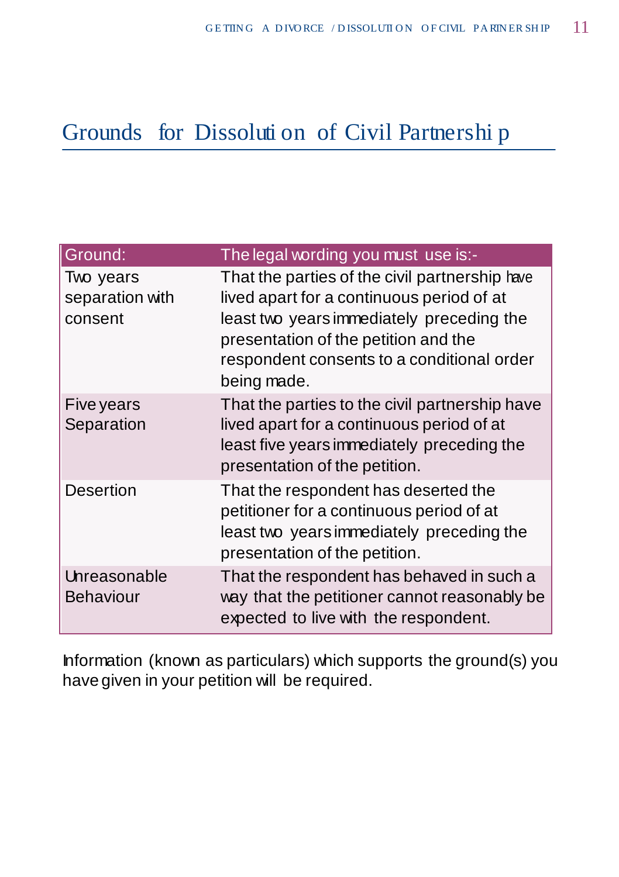## Grounds for Dissolution of Civil Partnership

| Ground: | The legal wording you must use is:- |
|---|---|
| Two years separation with consent | That the parties of the civil partnership have lived apart for a continuous period of at least two years immediately preceding the presentation of the petition and the respondent consents to a conditional order being made. |
| Five years Separation | That the parties to the civil partnership have lived apart for a continuous period of at least five years immediately preceding the presentation of the petition. |
| Desertion | That the respondent has deserted the petitioner for a continuous period of at least two years immediately preceding the presentation of the petition. |
| Unreasonable Behaviour | That the respondent has behaved in such a way that the petitioner cannot reasonably be expected to live with the respondent. |

Information (known as particulars) which supports the ground(s) you have given in your petition will be required.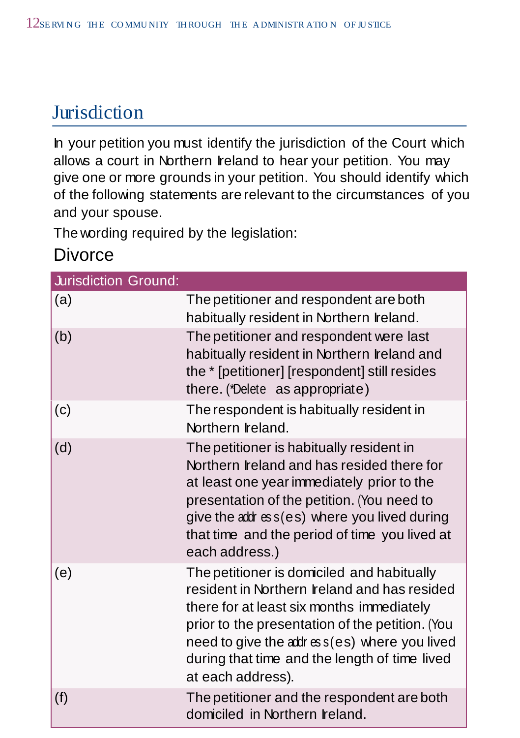## Jurisdiction

In your petition you must identify the jurisdiction of the Court which allows a court in Northern Ireland to hear your petition. You may give one or more grounds in your petition. You should identify which of the following statements are relevant to the circumstances of you and your spouse.

The wording required by the legislation:

### Divorce

| Jurisdiction Ground: | |
|---|---|
| (a) | The petitioner and respondent are both habitually resident in Northern Ireland. |
| (b) | The petitioner and respondent were last habitually resident in Northern Ireland and the * [petitioner] [respondent] still resides there. (*Delete as appropriate) |
| (c) | The respondent is habitually resident in Northern Ireland. |
| (d) | The petitioner is habitually resident in Northern Ireland and has resided there for at least one year immediately prior to the presentation of the petition. (You need to give the address(es) where you lived during that time and the period of time you lived at each address.) |
| (e) | The petitioner is domiciled and habitually resident in Northern Ireland and has resided there for at least six months immediately prior to the presentation of the petition. (You need to give the address(es) where you lived during that time and the length of time lived at each address). |
| (f) | The petitioner and the respondent are both domiciled in Northern Ireland. |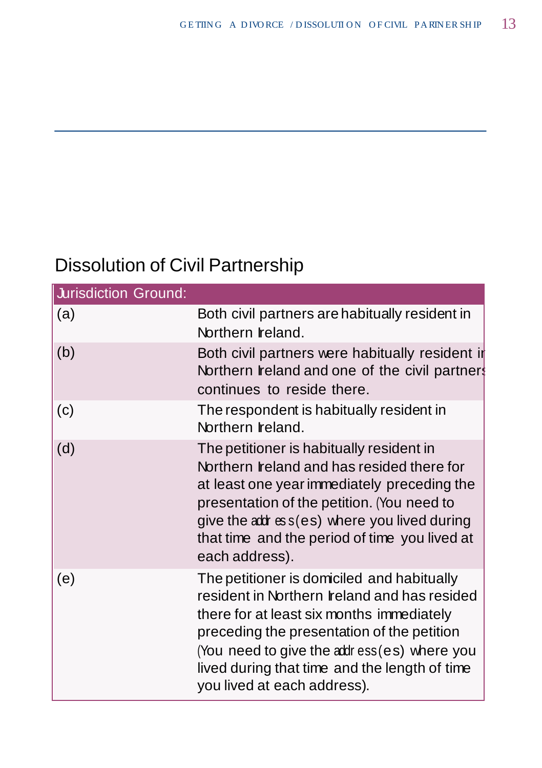## Dissolution of Civil Partnership

| Jurisdiction Ground: | |
|---|---|
| (a) | Both civil partners are habitually resident in Northern Ireland. |
| (b) | Both civil partners were habitually resident in Northern Ireland and one of the civil partners continues to reside there. |
| (c) | The respondent is habitually resident in Northern Ireland. |
| (d) | The petitioner is habitually resident in Northern Ireland and has resided there for at least one year immediately preceding the presentation of the petition. (You need to give the address(es) where you lived during that time and the period of time you lived at each address). |
| (e) | The petitioner is domiciled and habitually resident in Northern Ireland and has resided there for at least six months immediately preceding the presentation of the petition (You need to give the address(es) where you lived during that time and the length of time you lived at each address). |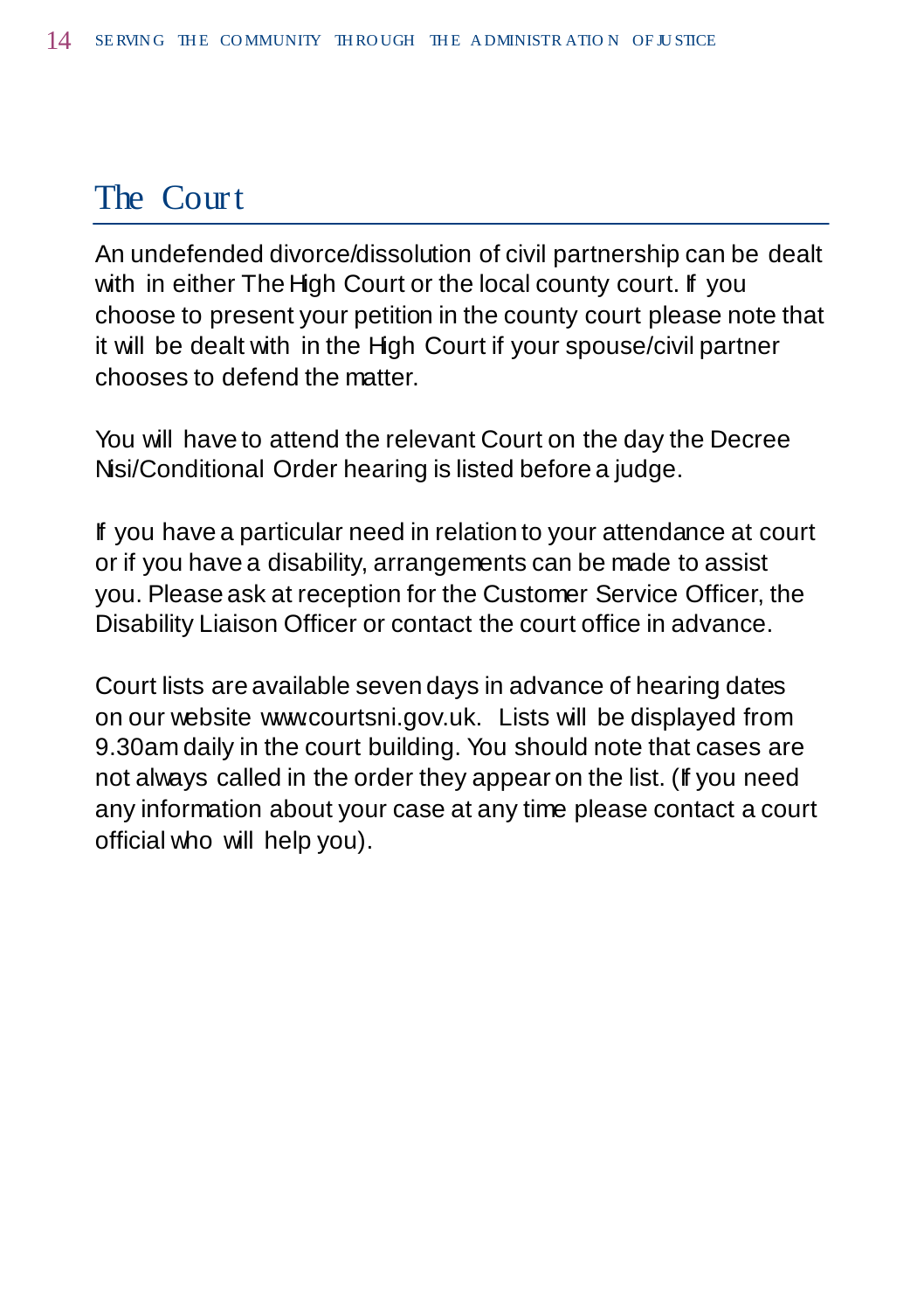## The Court

An undefended divorce/dissolution of civil partnership can be dealt with in either The High Court or the local county court. If you choose to present your petition in the county court please note that it will be dealt with in the High Court if your spouse/civil partner chooses to defend the matter.

You will have to attend the relevant Court on the day the Decree Nisi/Conditional Order hearing is listed before a judge.

If you have a particular need in relation to your attendance at court or if you have a disability, arrangements can be made to assist you. Please ask at reception for the Customer Service Officer, the Disability Liaison Officer or contact the court office in advance.

Court lists are available seven days in advance of hearing dates on our website www.courtsni.gov.uk. Lists will be displayed from 9.30am daily in the court building. You should note that cases are not always called in the order they appear on the list. (If you need any information about your case at any time please contact a court official who will help you).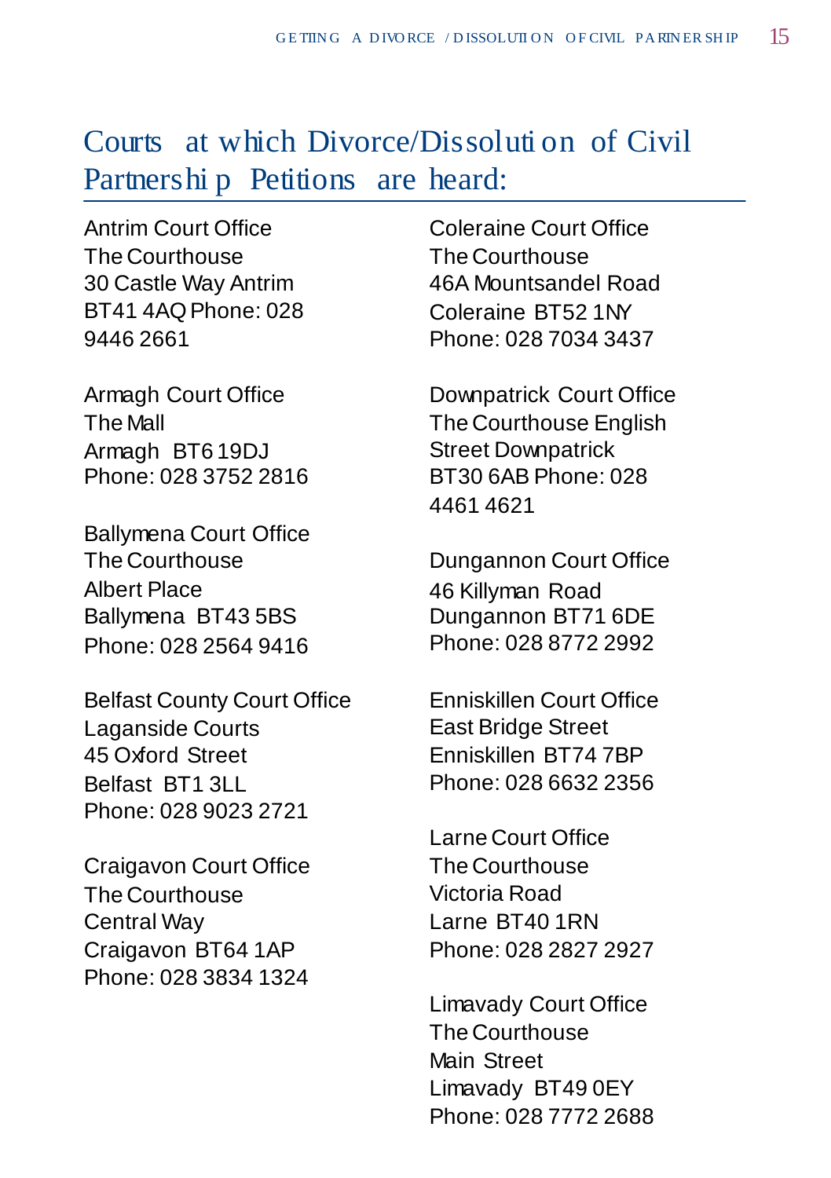## Courts at which Divorce/Dissolution of Civil Partnership Petitions are heard:

Antrim Court Office
The Courthouse
30 Castle Way Antrim
BT41 4AQ Phone: 028 9446 2661

Armagh Court Office
The Mall
Armagh BT6 19DJ
Phone: 028 3752 2816

Ballymena Court Office
The Courthouse
Albert Place
Ballymena BT43 5BS
Phone: 028 2564 9416

Belfast County Court Office
Laganside Courts
45 Oxford Street
Belfast BT1 3LL
Phone: 028 9023 2721

Craigavon Court Office
The Courthouse
Central Way
Craigavon BT64 1AP
Phone: 028 3834 1324

Coleraine Court Office
The Courthouse
46A Mountsandel Road
Coleraine BT52 1NY
Phone: 028 7034 3437

Downpatrick Court Office
The Courthouse English Street Downpatrick
BT30 6AB Phone: 028 4461 4621

Dungannon Court Office
46 Killyman Road
Dungannon BT71 6DE
Phone: 028 8772 2992

Enniskillen Court Office
East Bridge Street
Enniskillen BT74 7BP
Phone: 028 6632 2356

Larne Court Office
The Courthouse
Victoria Road
Larne BT40 1RN
Phone: 028 2827 2927

Limavady Court Office
The Courthouse
Main Street
Limavady BT49 0EY
Phone: 028 7772 2688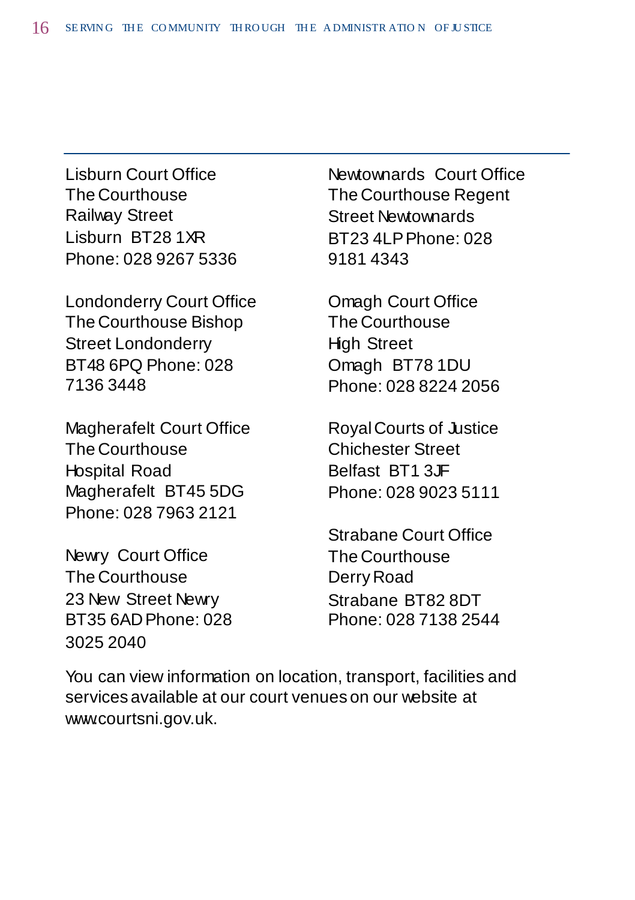Lisburn Court Office
The Courthouse
Railway Street
Lisburn BT28 1XR
Phone: 028 9267 5336

Londonderry Court Office
The Courthouse Bishop
Street Londonderry
BT48 6PQ Phone: 028
7136 3448

Magherafelt Court Office
The Courthouse
Hospital Road
Magherafelt BT45 5DG
Phone: 028 7963 2121

Newry Court Office
The Courthouse
23 New Street Newry
BT35 6AD Phone: 028
3025 2040

Newtownards Court Office
The Courthouse Regent
Street Newtownards
BT23 4LP Phone: 028
9181 4343

Omagh Court Office
The Courthouse
High Street
Omagh BT78 1DU
Phone: 028 8224 2056

Royal Courts of Justice
Chichester Street
Belfast BT1 3JF
Phone: 028 9023 5111

Strabane Court Office
The Courthouse
Derry Road
Strabane BT82 8DT
Phone: 028 7138 2544

You can view information on location, transport, facilities and services available at our court venues on our website at www.courtsni.gov.uk.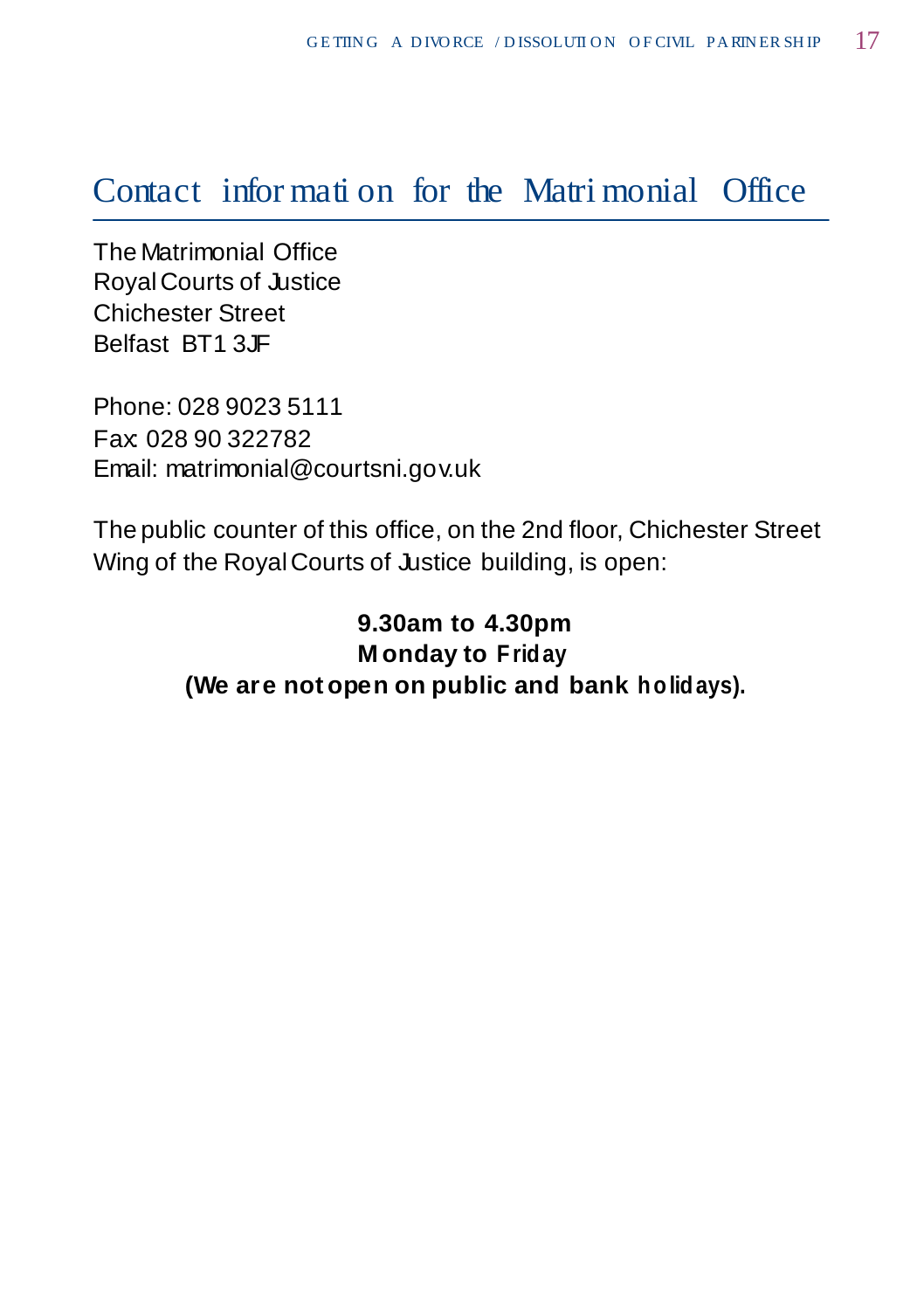## Contact information for the Matrimonial Office

The Matrimonial Office
Royal Courts of Justice
Chichester Street
Belfast BT1 3JF

Phone: 028 9023 5111
Fax: 028 90 322782
Email: matrimonial@courtsni.gov.uk

The public counter of this office, on the 2nd floor, Chichester Street Wing of the Royal Courts of Justice building, is open:

**9.30am to 4.30pm**
**Monday to Friday**
**(We are not open on public and bank holidays).**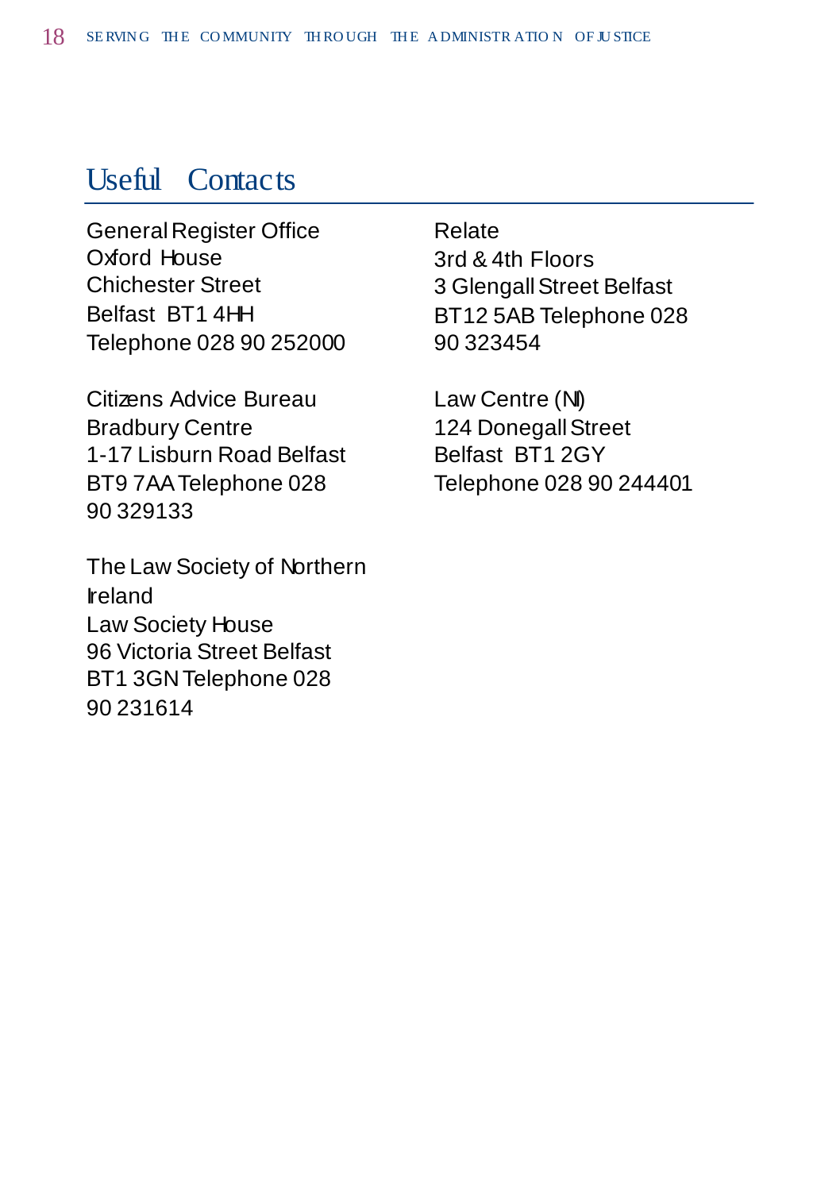## Useful Contacts

General Register Office
Oxford House
Chichester Street
Belfast BT1 4HH
Telephone 028 90 252000

Citizens Advice Bureau
Bradbury Centre
1-17 Lisburn Road Belfast
BT9 7AA Telephone 028
90 329133

The Law Society of Northern Ireland
Law Society House
96 Victoria Street Belfast
BT1 3GN Telephone 028
90 231614

Relate
3rd & 4th Floors
3 Glengall Street Belfast
BT12 5AB Telephone 028
90 323454

Law Centre (NI)
124 Donegall Street
Belfast BT1 2GY
Telephone 028 90 244401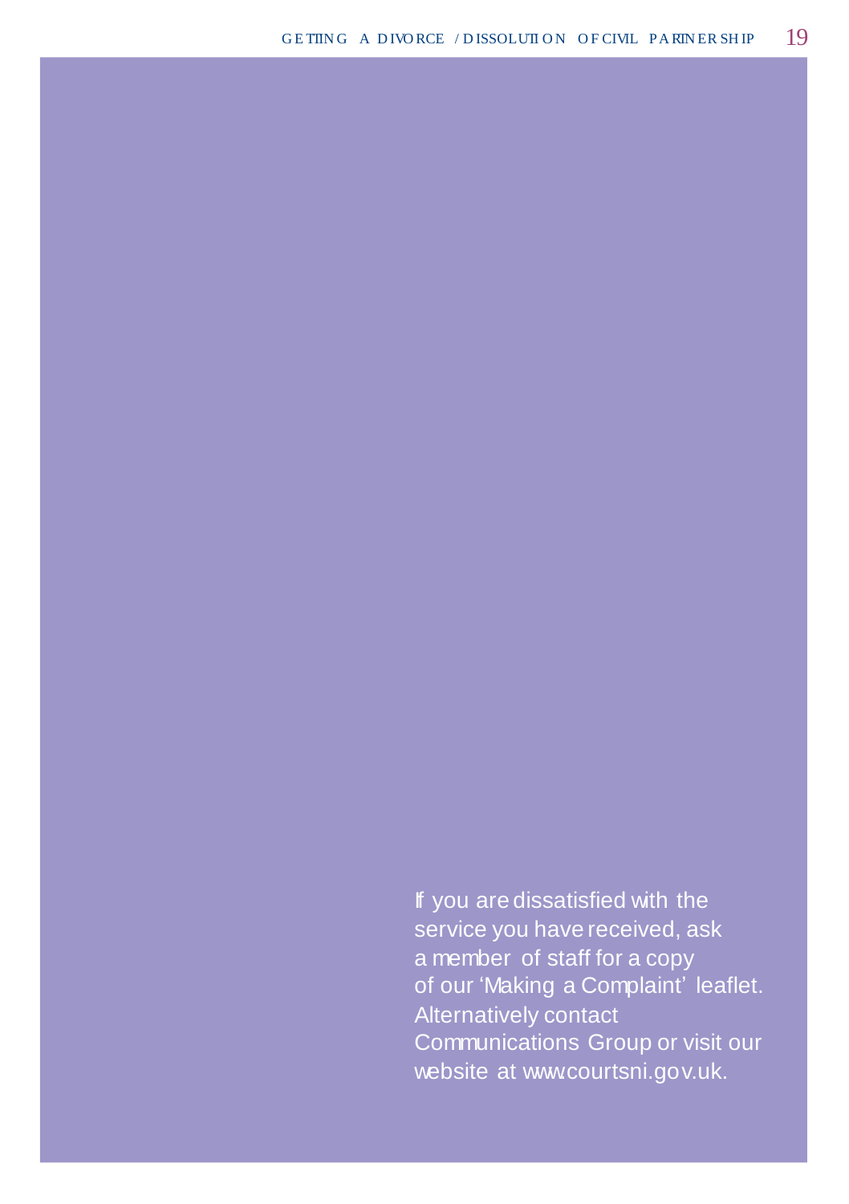If you are dissatisfied with the service you have received, ask a member of staff for a copy of our 'Making a Complaint' leaflet. Alternatively contact Communications Group or visit our website at www.courtsni.gov.uk.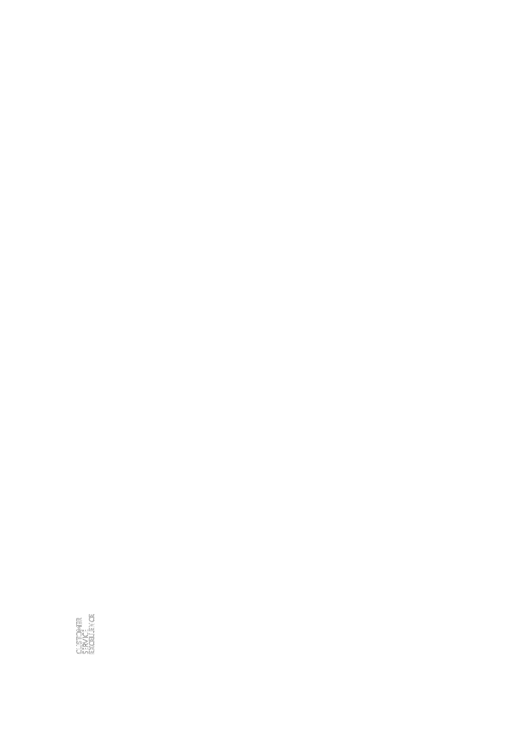CUSTOMER SERVICE EXCELLENCE